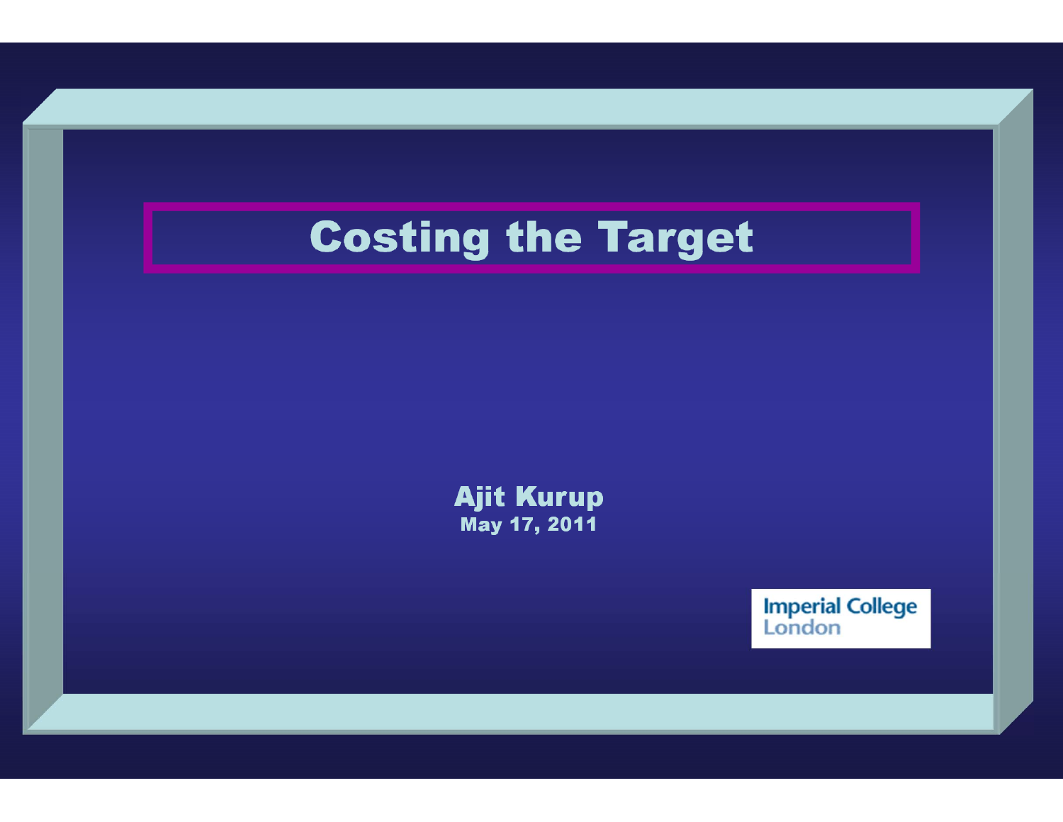# Costing the Target

**Ajit Kurup**
**May 17, 2011**

Imperial College London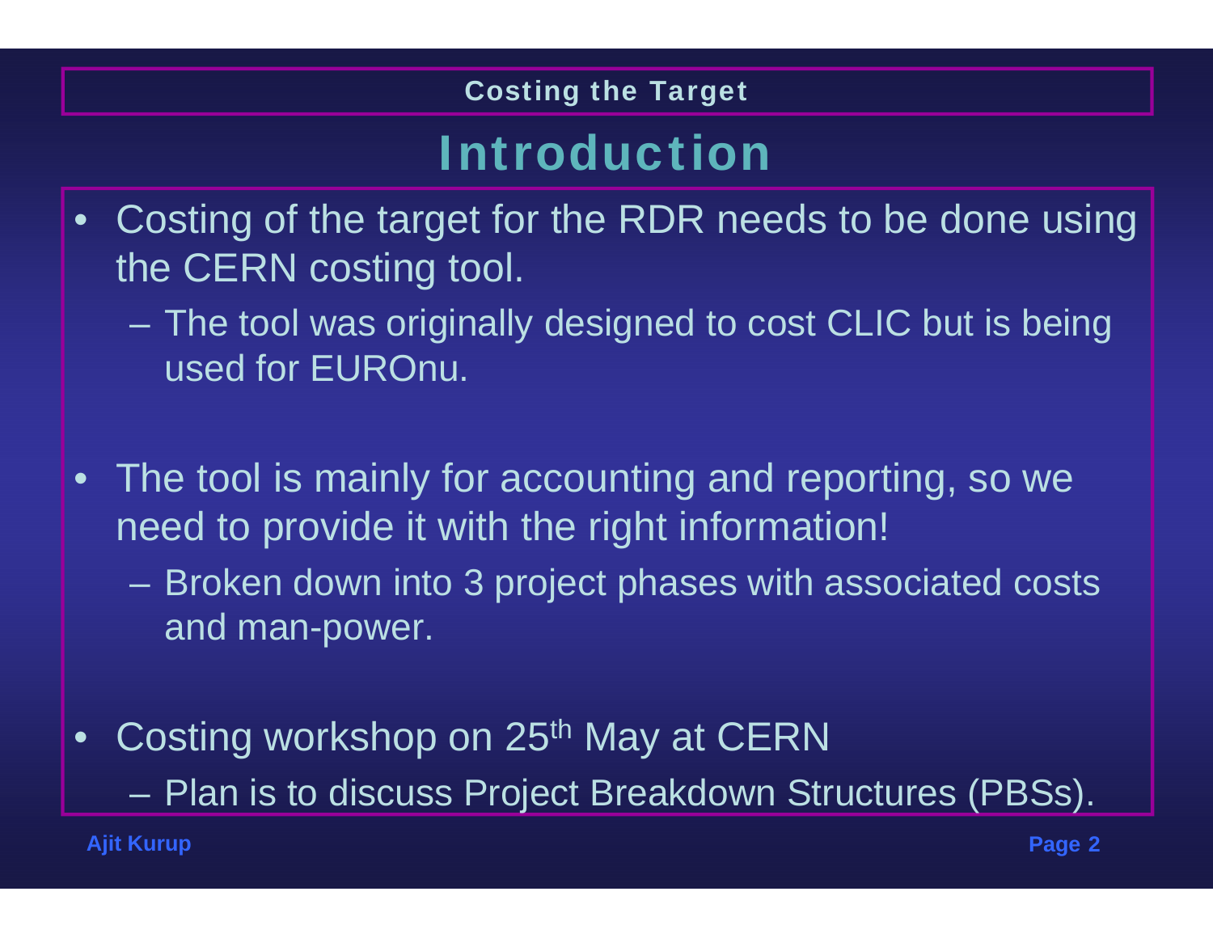# Introduction

- Costing of the target for the RDR needs to be done using the CERN costing tool.
  - The tool was originally designed to cost CLIC but is being used for EUROnu.
- The tool is mainly for accounting and reporting, so we need to provide it with the right information!
  - Broken down into 3 project phases with associated costs and man-power.
- Costing workshop on 25th May at CERN
  - Plan is to discuss Project Breakdown Structures (PBSs).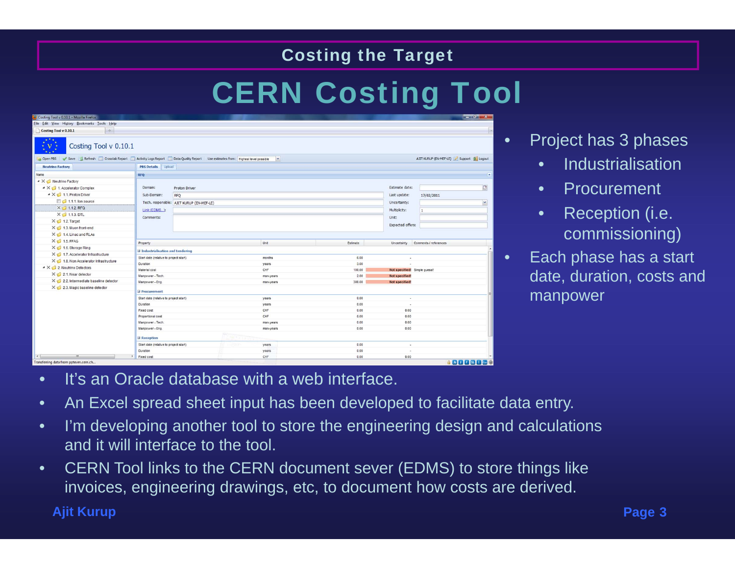# Costing the Target

## CERN Costing Tool

- Project has 3 phases
  - Industrialisation
  - Procurement
  - Reception (i.e. commissioning)
- Each phase has a start date, duration, costs and manpower

- It's an Oracle database with a web interface.
- An Excel spread sheet input has been developed to facilitate data entry.
- I'm developing another tool to store the engineering design and calculations and it will interface to the tool.
- CERN Tool links to the CERN document sever (EDMS) to store things like invoices, engineering drawings, etc, to document how costs are derived.

Ajit Kurup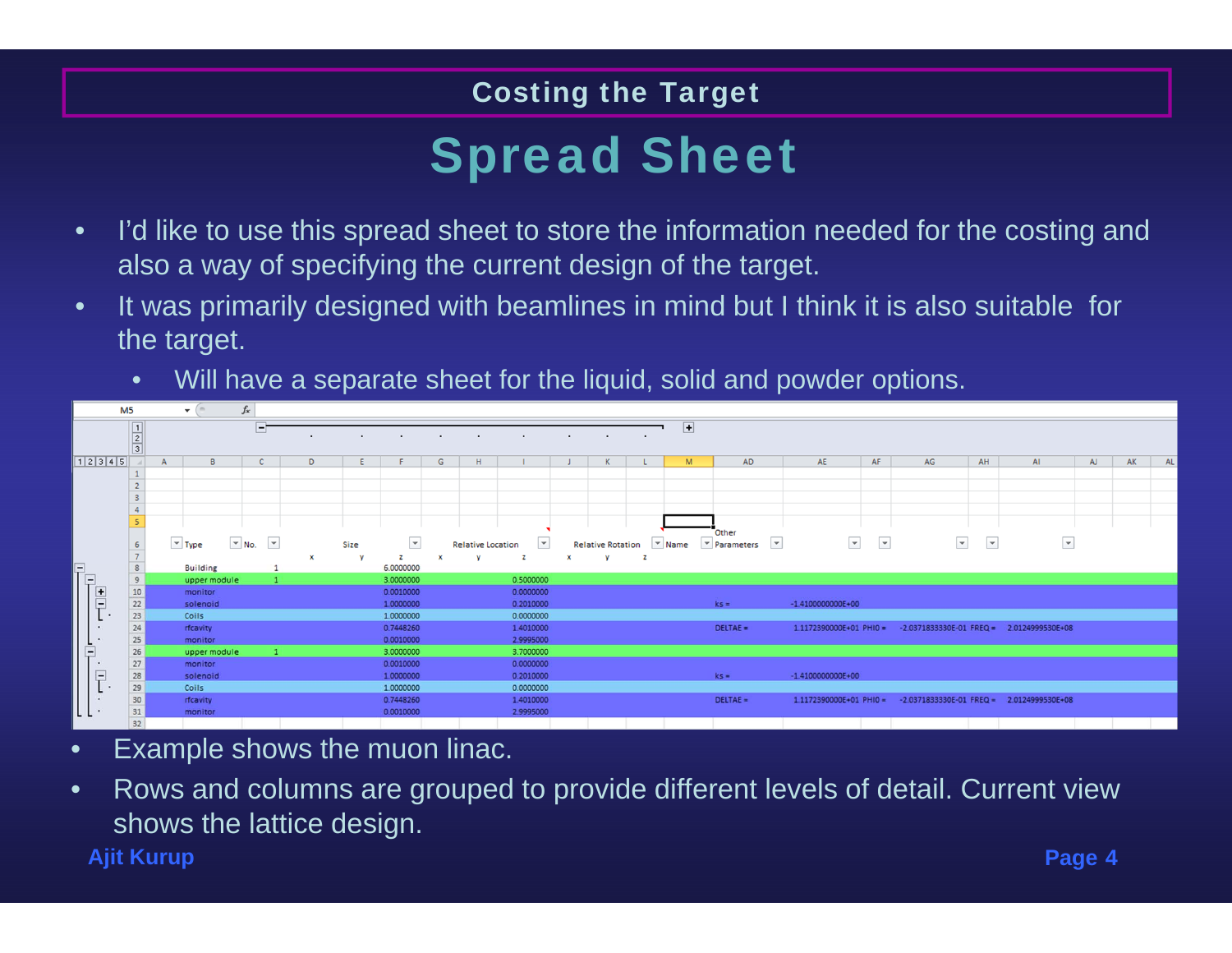## Costing the Target

# Spread Sheet

- I'd like to use this spread sheet to store the information needed for the costing and also a way of specifying the current design of the target.
- It was primarily designed with beamlines in mind but I think it is also suitable for the target.
  - Will have a separate sheet for the liquid, solid and powder options.

| Row | Type | No. | Size x | Size y | Size z | Relative Location x | Relative Location y | Relative Location z | Relative Rotation x | Relative Rotation y | Relative Rotation z | Name | Other Parameters | | | | | |
|---|---|---|---|---|---|---|---|---|---|---|---|---|---|---|---|---|---|---|
| 8 | Building | 1 | | | 6.0000000 | | | | | | | | | | | | | |
| 9 | upper module | 1 | | | 3.0000000 | | | 0.5000000 | | | | | | | | | | |
| 10 | monitor | | | | 0.0010000 | | | 0.0000000 | | | | | | | | | | |
| 22 | solenoid | | | | 1.0000000 | | | 0.2010000 | | | | | ks = | -1.4100000000E+00 | | | | |
| 23 | Coils | | | | 1.0000000 | | | 0.0000000 | | | | | | | | | | |
| 24 | rfcavity | | | | 0.7448260 | | | 1.4010000 | | | | | DELTAE = | 1.1172390000E+01 | PHI0 = | -2.0371833330E-01 | FREQ = | 2.0124999530E+08 |
| 25 | monitor | | | | 0.0010000 | | | 2.9995000 | | | | | | | | | | |
| 26 | upper module | 1 | | | 3.0000000 | | | 3.7000000 | | | | | | | | | | |
| 27 | monitor | | | | 0.0010000 | | | 0.0000000 | | | | | | | | | | |
| 28 | solenoid | | | | 1.0000000 | | | 0.2010000 | | | | | ks = | -1.4100000000E+00 | | | | |
| 29 | Coils | | | | 1.0000000 | | | 0.0000000 | | | | | | | | | | |
| 30 | rfcavity | | | | 0.7448260 | | | 1.4010000 | | | | | DELTAE = | 1.1172390000E+01 | PHI0 = | -2.0371833330E-01 | FREQ = | 2.0124999530E+08 |
| 31 | monitor | | | | 0.0010000 | | | 2.9995000 | | | | | | | | | | |

- Example shows the muon linac.
- Rows and columns are grouped to provide different levels of detail. Current view shows the lattice design.

Ajit Kurup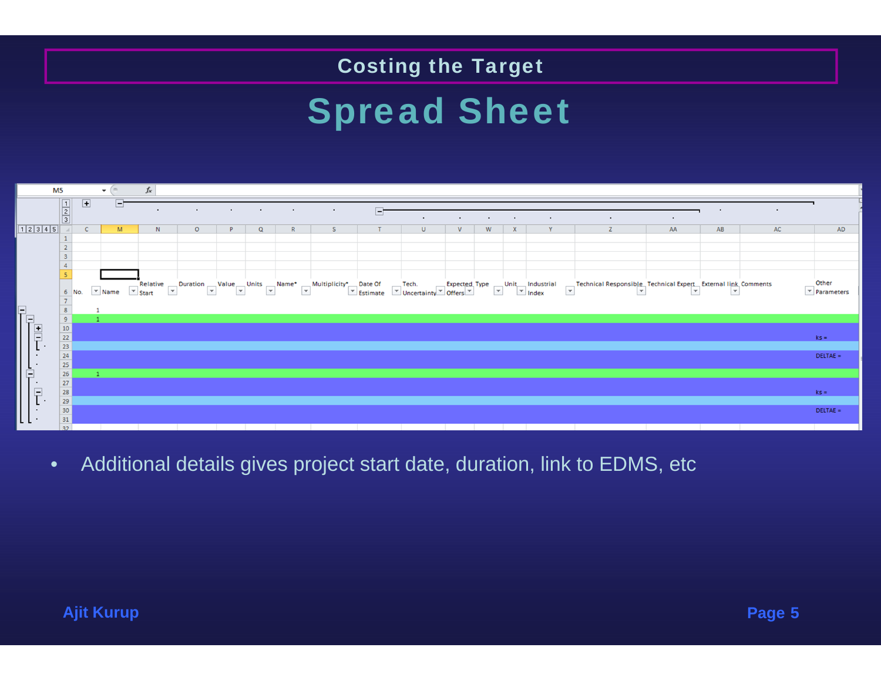# Costing the Target

## Spread Sheet

| No. | Name | Relative Start | Duration | Value | Units | Name* | Multiplicity* | Date Of Estimate | Tech. Uncertainty | Expected Offers | Type | Unit | Industrial Index | Technical Responsible | Technical Expert | External link | Comments | Other Parameters |
|---|---|---|---|---|---|---|---|---|---|---|---|---|---|---|---|---|---|---|
| 1 | | | | | | | | | | | | | | | | | | |
| 1 | | | | | | | | | | | | | | | | | | |
| | | | | | | | | | | | | | | | | | | |
| | | | | | | | | | | | | | | | | | | ks = |
| | | | | | | | | | | | | | | | | | | |
| | | | | | | | | | | | | | | | | | | DELTAE = |
| | | | | | | | | | | | | | | | | | | |
| 1 | | | | | | | | | | | | | | | | | | |
| | | | | | | | | | | | | | | | | | | |
| | | | | | | | | | | | | | | | | | | ks = |
| | | | | | | | | | | | | | | | | | | |
| | | | | | | | | | | | | | | | | | | DELTAE = |

- Additional details gives project start date, duration, link to EDMS, etc

Ajit Kurup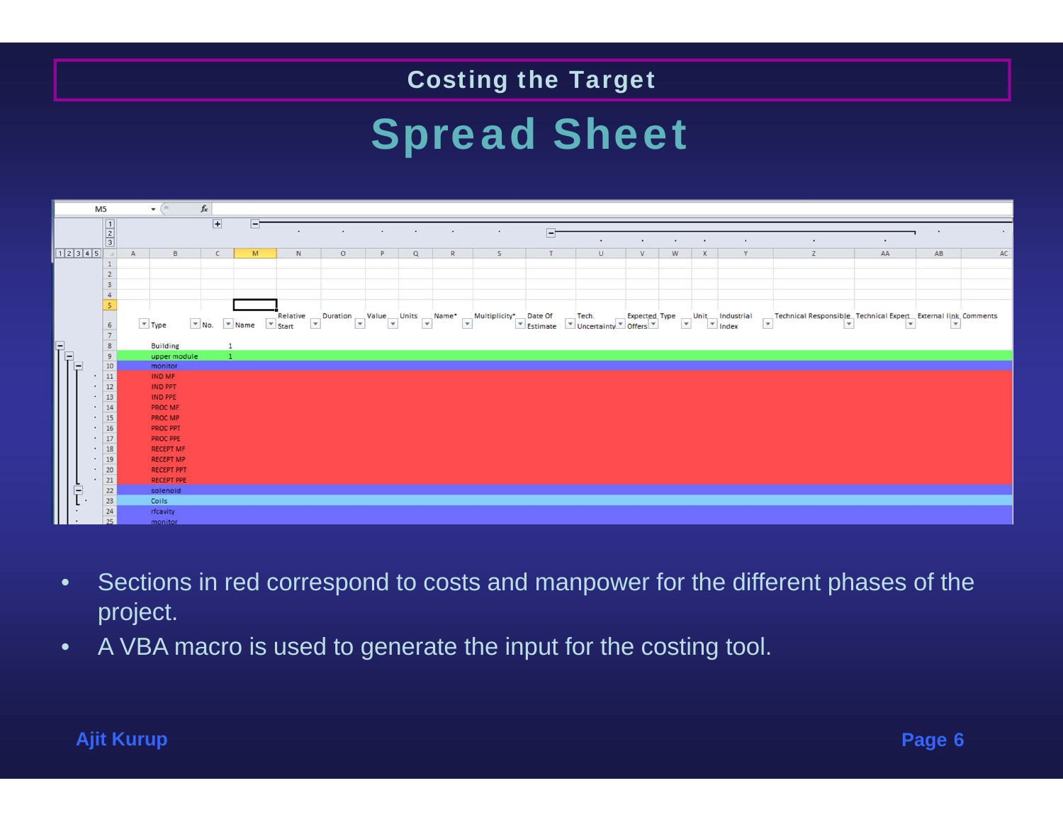## Costing the Target

# Spread Sheet

| Type | No. | Name | Relative Start | Duration | Value | Units | Name* | Multiplicity* | Date Of Estimate | Tech. Uncertainty | Expected Offers | Type | Unit | Industrial Index | Technical Responsible | Technical Expert | External link | Comments |
|---|---|---|---|---|---|---|---|---|---|---|---|---|---|---|---|---|---|---|
| Building | 1 | | | | | | | | | | | | | | | | | |
| upper module | 1 | | | | | | | | | | | | | | | | | |
| monitor | | | | | | | | | | | | | | | | | | |
| IND MF | | | | | | | | | | | | | | | | | | |
| IND PPT | | | | | | | | | | | | | | | | | | |
| IND PPE | | | | | | | | | | | | | | | | | | |
| PROC MF | | | | | | | | | | | | | | | | | | |
| PROC MP | | | | | | | | | | | | | | | | | | |
| PROC PPT | | | | | | | | | | | | | | | | | | |
| PROC PPE | | | | | | | | | | | | | | | | | | |
| RECEPT MF | | | | | | | | | | | | | | | | | | |
| RECEPT MP | | | | | | | | | | | | | | | | | | |
| RECEPT PPT | | | | | | | | | | | | | | | | | | |
| RECEPT PPE | | | | | | | | | | | | | | | | | | |
| solenoid | | | | | | | | | | | | | | | | | | |
| Coils | | | | | | | | | | | | | | | | | | |
| rfcavity | | | | | | | | | | | | | | | | | | |
| monitor | | | | | | | | | | | | | | | | | | |

- Sections in red correspond to costs and manpower for the different phases of the project.
- A VBA macro is used to generate the input for the costing tool.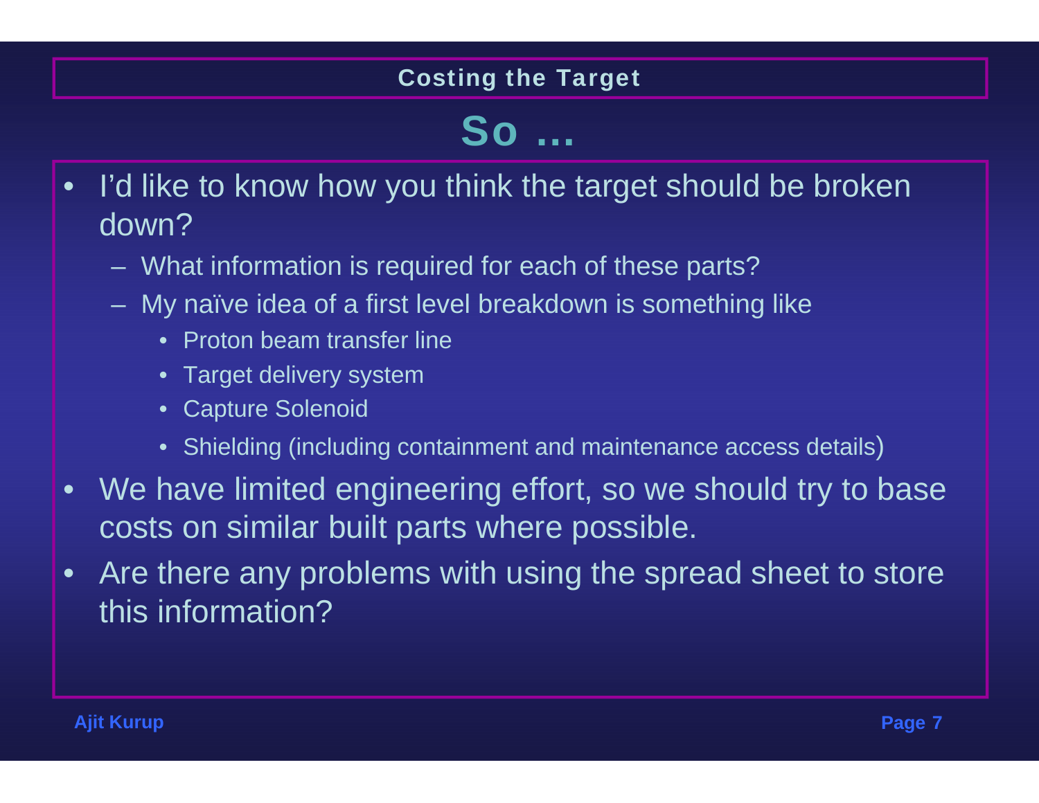## Costing the Target

# So …

- I'd like to know how you think the target should be broken down?
  - What information is required for each of these parts?
  - My naïve idea of a first level breakdown is something like
    - Proton beam transfer line
    - Target delivery system
    - Capture Solenoid
    - Shielding (including containment and maintenance access details)
- We have limited engineering effort, so we should try to base costs on similar built parts where possible.
- Are there any problems with using the spread sheet to store this information?

Ajit Kurup